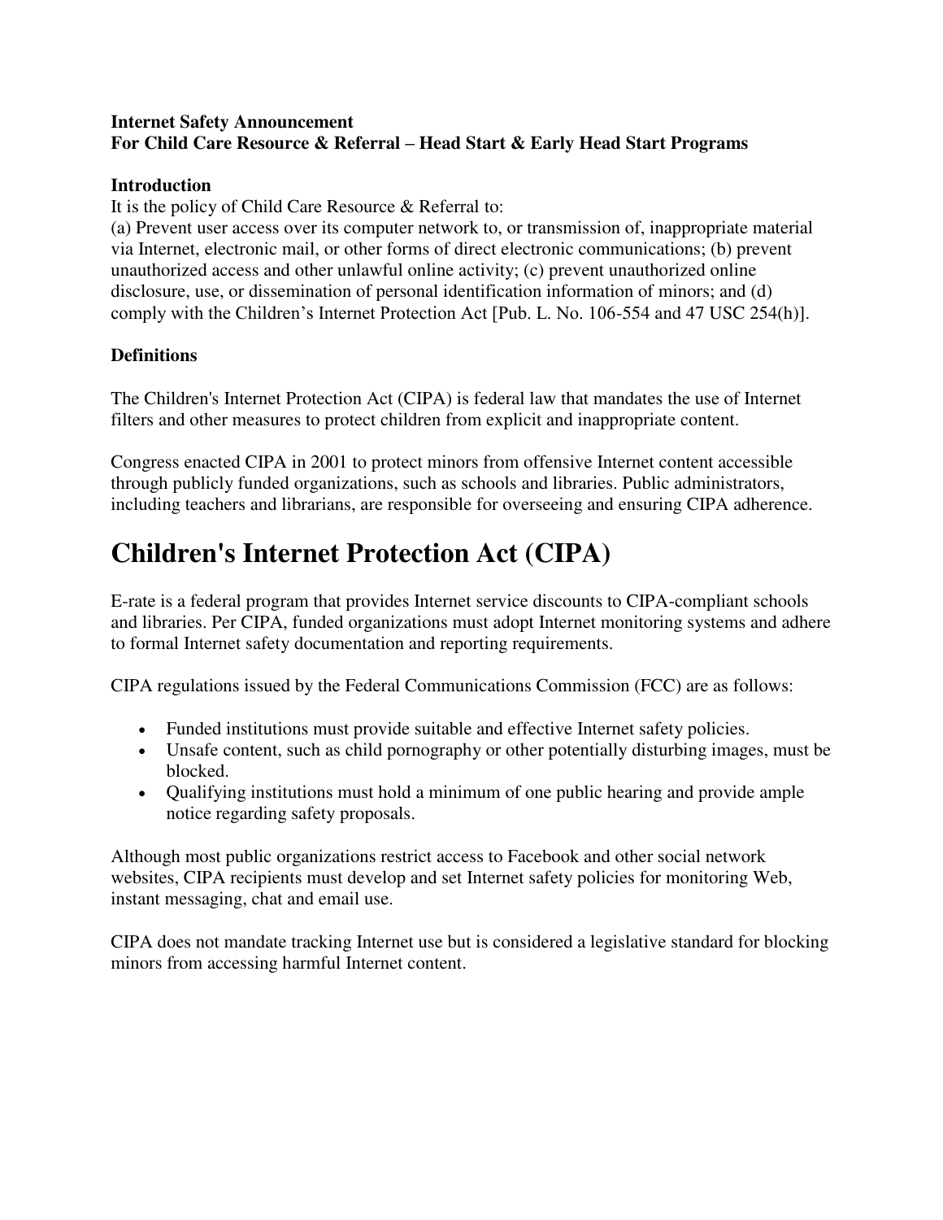**Internet Safety Announcement**
**For Child Care Resource & Referral – Head Start & Early Head Start Programs**

**Introduction**

It is the policy of Child Care Resource & Referral to:
(a) Prevent user access over its computer network to, or transmission of, inappropriate material via Internet, electronic mail, or other forms of direct electronic communications; (b) prevent unauthorized access and other unlawful online activity; (c) prevent unauthorized online disclosure, use, or dissemination of personal identification information of minors; and (d) comply with the Children's Internet Protection Act [Pub. L. No. 106-554 and 47 USC 254(h)].

**Definitions**

The Children's Internet Protection Act (CIPA) is federal law that mandates the use of Internet filters and other measures to protect children from explicit and inappropriate content.

Congress enacted CIPA in 2001 to protect minors from offensive Internet content accessible through publicly funded organizations, such as schools and libraries. Public administrators, including teachers and librarians, are responsible for overseeing and ensuring CIPA adherence.

# Children's Internet Protection Act (CIPA)

E-rate is a federal program that provides Internet service discounts to CIPA-compliant schools and libraries. Per CIPA, funded organizations must adopt Internet monitoring systems and adhere to formal Internet safety documentation and reporting requirements.

CIPA regulations issued by the Federal Communications Commission (FCC) are as follows:

- Funded institutions must provide suitable and effective Internet safety policies.
- Unsafe content, such as child pornography or other potentially disturbing images, must be blocked.
- Qualifying institutions must hold a minimum of one public hearing and provide ample notice regarding safety proposals.

Although most public organizations restrict access to Facebook and other social network websites, CIPA recipients must develop and set Internet safety policies for monitoring Web, instant messaging, chat and email use.

CIPA does not mandate tracking Internet use but is considered a legislative standard for blocking minors from accessing harmful Internet content.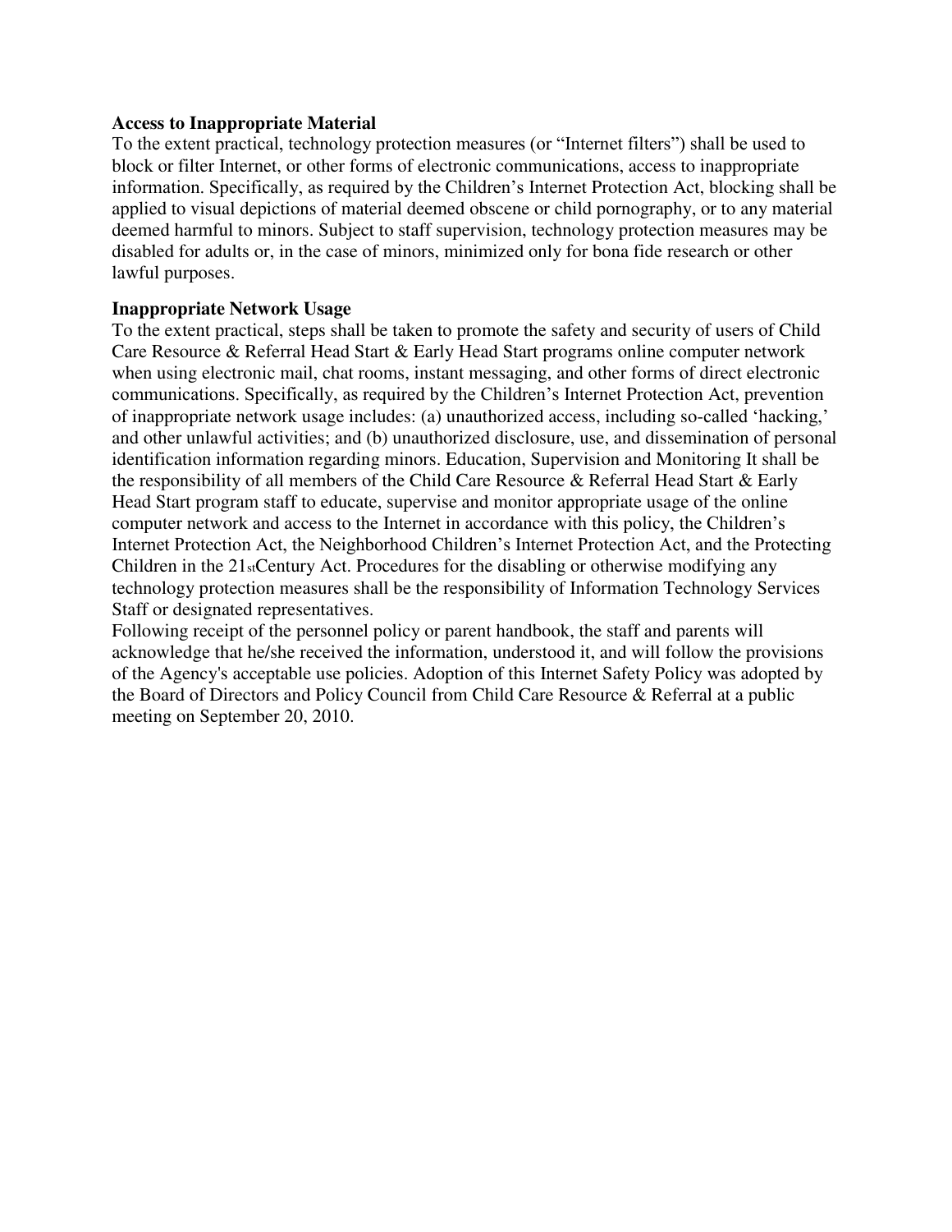**Access to Inappropriate Material**

To the extent practical, technology protection measures (or "Internet filters") shall be used to block or filter Internet, or other forms of electronic communications, access to inappropriate information. Specifically, as required by the Children's Internet Protection Act, blocking shall be applied to visual depictions of material deemed obscene or child pornography, or to any material deemed harmful to minors. Subject to staff supervision, technology protection measures may be disabled for adults or, in the case of minors, minimized only for bona fide research or other lawful purposes.

**Inappropriate Network Usage**

To the extent practical, steps shall be taken to promote the safety and security of users of Child Care Resource & Referral Head Start & Early Head Start programs online computer network when using electronic mail, chat rooms, instant messaging, and other forms of direct electronic communications. Specifically, as required by the Children's Internet Protection Act, prevention of inappropriate network usage includes: (a) unauthorized access, including so-called 'hacking,' and other unlawful activities; and (b) unauthorized disclosure, use, and dissemination of personal identification information regarding minors. Education, Supervision and Monitoring It shall be the responsibility of all members of the Child Care Resource & Referral Head Start & Early Head Start program staff to educate, supervise and monitor appropriate usage of the online computer network and access to the Internet in accordance with this policy, the Children's Internet Protection Act, the Neighborhood Children's Internet Protection Act, and the Protecting Children in the 21st Century Act. Procedures for the disabling or otherwise modifying any technology protection measures shall be the responsibility of Information Technology Services Staff or designated representatives.

Following receipt of the personnel policy or parent handbook, the staff and parents will acknowledge that he/she received the information, understood it, and will follow the provisions of the Agency's acceptable use policies. Adoption of this Internet Safety Policy was adopted by the Board of Directors and Policy Council from Child Care Resource & Referral at a public meeting on September 20, 2010.